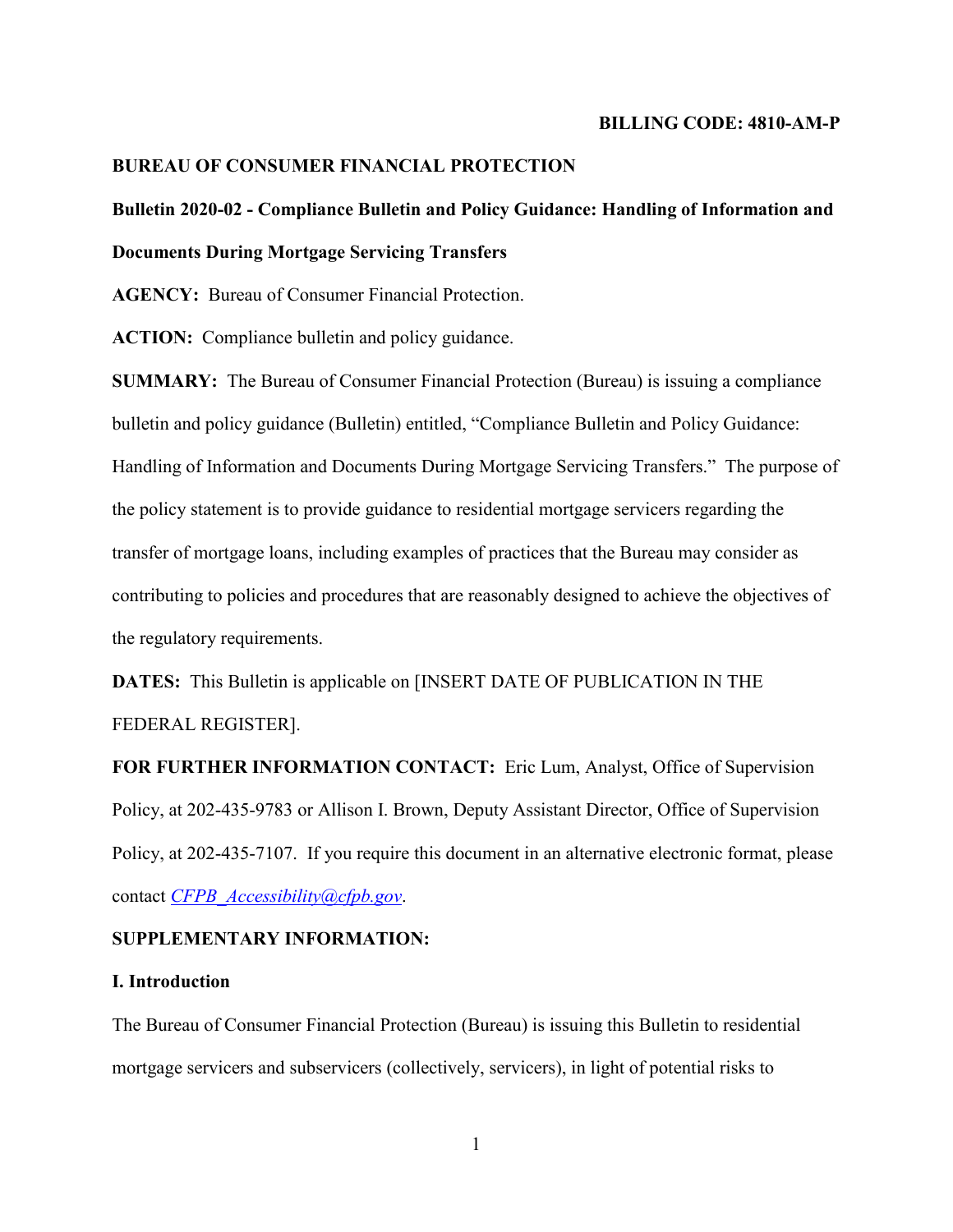**BILLING CODE: 4810-AM-P**

**BUREAU OF CONSUMER FINANCIAL PROTECTION**

**Bulletin 2020-02 - Compliance Bulletin and Policy Guidance: Handling of Information and Documents During Mortgage Servicing Transfers**

**AGENCY:** Bureau of Consumer Financial Protection.

**ACTION:** Compliance bulletin and policy guidance.

**SUMMARY:** The Bureau of Consumer Financial Protection (Bureau) is issuing a compliance bulletin and policy guidance (Bulletin) entitled, "Compliance Bulletin and Policy Guidance: Handling of Information and Documents During Mortgage Servicing Transfers." The purpose of the policy statement is to provide guidance to residential mortgage servicers regarding the transfer of mortgage loans, including examples of practices that the Bureau may consider as contributing to policies and procedures that are reasonably designed to achieve the objectives of the regulatory requirements.

**DATES:** This Bulletin is applicable on [INSERT DATE OF PUBLICATION IN THE FEDERAL REGISTER].

**FOR FURTHER INFORMATION CONTACT:** Eric Lum, Analyst, Office of Supervision Policy, at 202-435-9783 or Allison I. Brown, Deputy Assistant Director, Office of Supervision Policy, at 202-435-7107. If you require this document in an alternative electronic format, please contact *CFPB_Accessibility@cfpb.gov*.

**SUPPLEMENTARY INFORMATION:**

**I. Introduction**

The Bureau of Consumer Financial Protection (Bureau) is issuing this Bulletin to residential mortgage servicers and subservicers (collectively, servicers), in light of potential risks to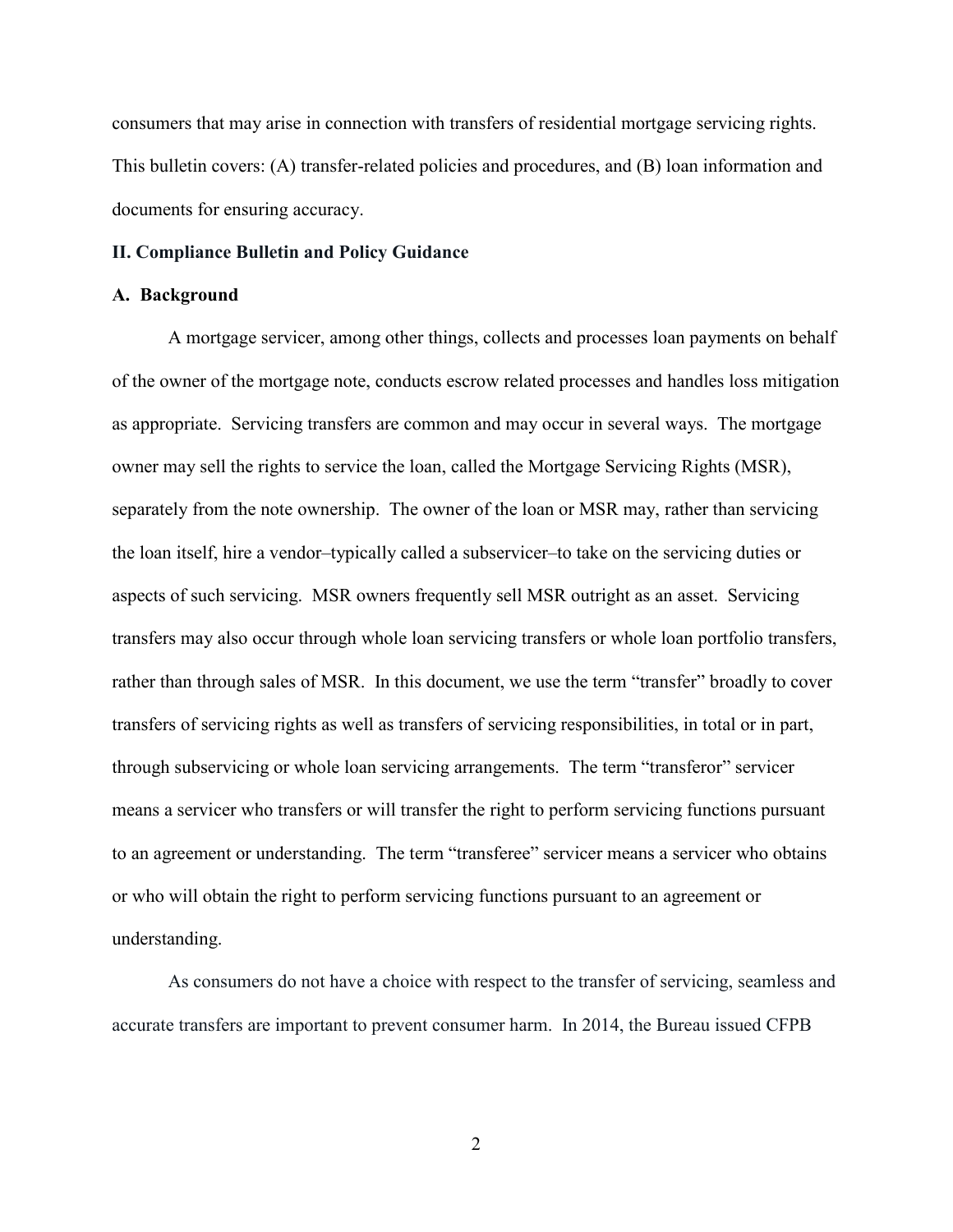consumers that may arise in connection with transfers of residential mortgage servicing rights. This bulletin covers: (A) transfer-related policies and procedures, and (B) loan information and documents for ensuring accuracy.

## II. Compliance Bulletin and Policy Guidance

### A. Background

A mortgage servicer, among other things, collects and processes loan payments on behalf of the owner of the mortgage note, conducts escrow related processes and handles loss mitigation as appropriate. Servicing transfers are common and may occur in several ways. The mortgage owner may sell the rights to service the loan, called the Mortgage Servicing Rights (MSR), separately from the note ownership. The owner of the loan or MSR may, rather than servicing the loan itself, hire a vendor–typically called a subservicer–to take on the servicing duties or aspects of such servicing. MSR owners frequently sell MSR outright as an asset. Servicing transfers may also occur through whole loan servicing transfers or whole loan portfolio transfers, rather than through sales of MSR. In this document, we use the term "transfer" broadly to cover transfers of servicing rights as well as transfers of servicing responsibilities, in total or in part, through subservicing or whole loan servicing arrangements. The term "transferor" servicer means a servicer who transfers or will transfer the right to perform servicing functions pursuant to an agreement or understanding. The term "transferee" servicer means a servicer who obtains or who will obtain the right to perform servicing functions pursuant to an agreement or understanding.

As consumers do not have a choice with respect to the transfer of servicing, seamless and accurate transfers are important to prevent consumer harm. In 2014, the Bureau issued CFPB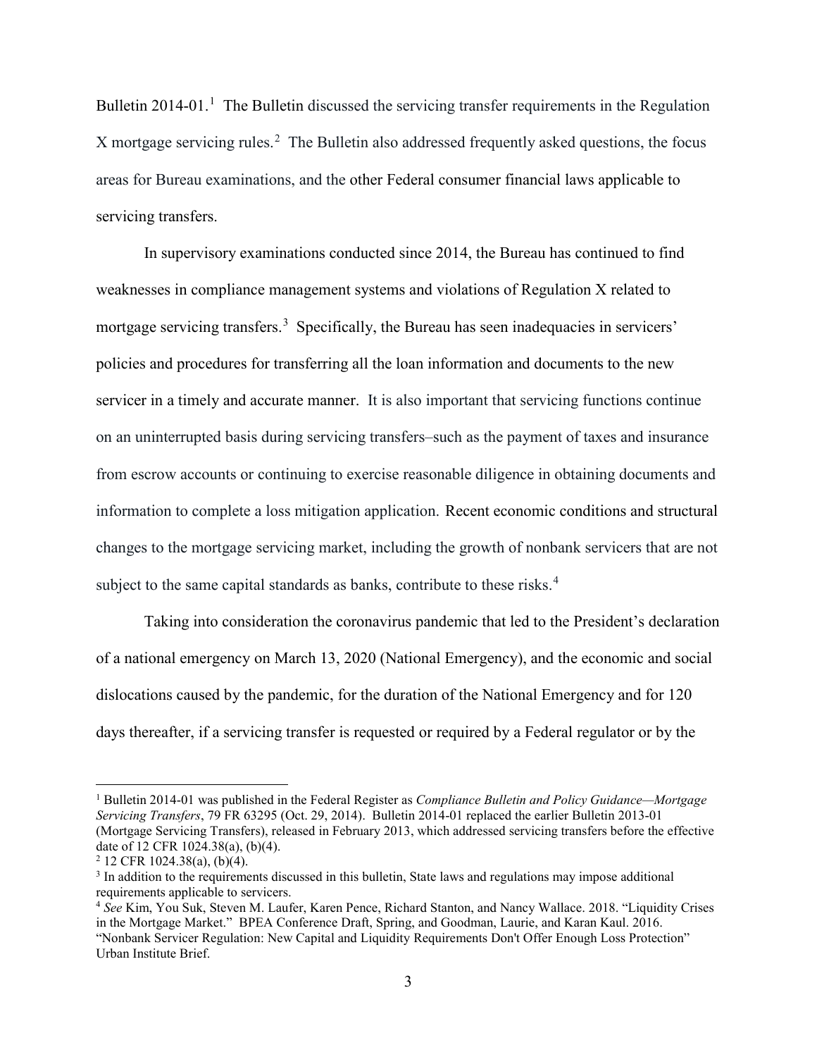Bulletin 2014-01.[1] The Bulletin discussed the servicing transfer requirements in the Regulation X mortgage servicing rules.[2] The Bulletin also addressed frequently asked questions, the focus areas for Bureau examinations, and the other Federal consumer financial laws applicable to servicing transfers.

In supervisory examinations conducted since 2014, the Bureau has continued to find weaknesses in compliance management systems and violations of Regulation X related to mortgage servicing transfers.[3] Specifically, the Bureau has seen inadequacies in servicers' policies and procedures for transferring all the loan information and documents to the new servicer in a timely and accurate manner. It is also important that servicing functions continue on an uninterrupted basis during servicing transfers–such as the payment of taxes and insurance from escrow accounts or continuing to exercise reasonable diligence in obtaining documents and information to complete a loss mitigation application. Recent economic conditions and structural changes to the mortgage servicing market, including the growth of nonbank servicers that are not subject to the same capital standards as banks, contribute to these risks.[4]

Taking into consideration the coronavirus pandemic that led to the President's declaration of a national emergency on March 13, 2020 (National Emergency), and the economic and social dislocations caused by the pandemic, for the duration of the National Emergency and for 120 days thereafter, if a servicing transfer is requested or required by a Federal regulator or by the

---

[1] Bulletin 2014-01 was published in the Federal Register as *Compliance Bulletin and Policy Guidance—Mortgage Servicing Transfers*, 79 FR 63295 (Oct. 29, 2014). Bulletin 2014-01 replaced the earlier Bulletin 2013-01 (Mortgage Servicing Transfers), released in February 2013, which addressed servicing transfers before the effective date of 12 CFR 1024.38(a), (b)(4).

[2] 12 CFR 1024.38(a), (b)(4).

[3] In addition to the requirements discussed in this bulletin, State laws and regulations may impose additional requirements applicable to servicers.

[4] *See* Kim, You Suk, Steven M. Laufer, Karen Pence, Richard Stanton, and Nancy Wallace. 2018. "Liquidity Crises in the Mortgage Market." BPEA Conference Draft, Spring, and Goodman, Laurie, and Karan Kaul. 2016. "Nonbank Servicer Regulation: New Capital and Liquidity Requirements Don't Offer Enough Loss Protection" Urban Institute Brief.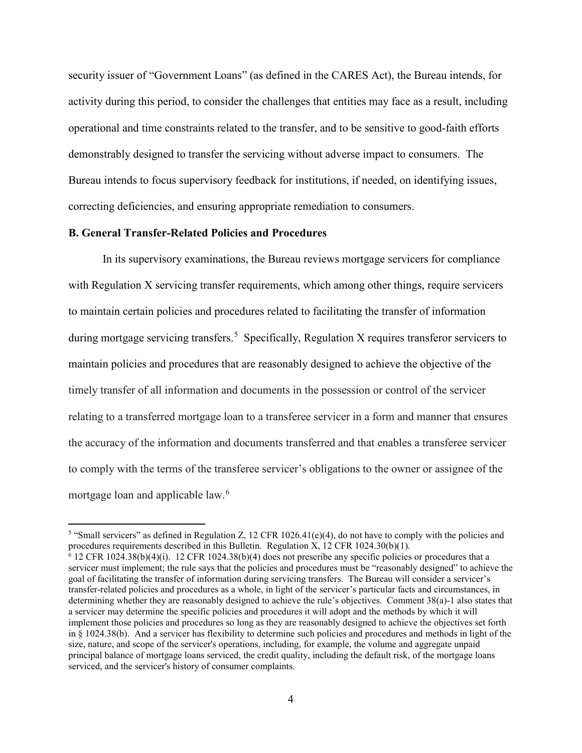security issuer of "Government Loans" (as defined in the CARES Act), the Bureau intends, for activity during this period, to consider the challenges that entities may face as a result, including operational and time constraints related to the transfer, and to be sensitive to good-faith efforts demonstrably designed to transfer the servicing without adverse impact to consumers. The Bureau intends to focus supervisory feedback for institutions, if needed, on identifying issues, correcting deficiencies, and ensuring appropriate remediation to consumers.

**B. General Transfer-Related Policies and Procedures**

In its supervisory examinations, the Bureau reviews mortgage servicers for compliance with Regulation X servicing transfer requirements, which among other things, require servicers to maintain certain policies and procedures related to facilitating the transfer of information during mortgage servicing transfers.[5] Specifically, Regulation X requires transferor servicers to maintain policies and procedures that are reasonably designed to achieve the objective of the timely transfer of all information and documents in the possession or control of the servicer relating to a transferred mortgage loan to a transferee servicer in a form and manner that ensures the accuracy of the information and documents transferred and that enables a transferee servicer to comply with the terms of the transferee servicer's obligations to the owner or assignee of the mortgage loan and applicable law.[6]

---

[5] "Small servicers" as defined in Regulation Z, 12 CFR 1026.41(e)(4), do not have to comply with the policies and procedures requirements described in this Bulletin. Regulation X, 12 CFR 1024.30(b)(1).

[6] 12 CFR 1024.38(b)(4)(i). 12 CFR 1024.38(b)(4) does not prescribe any specific policies or procedures that a servicer must implement; the rule says that the policies and procedures must be "reasonably designed" to achieve the goal of facilitating the transfer of information during servicing transfers. The Bureau will consider a servicer's transfer-related policies and procedures as a whole, in light of the servicer's particular facts and circumstances, in determining whether they are reasonably designed to achieve the rule's objectives. Comment 38(a)-1 also states that a servicer may determine the specific policies and procedures it will adopt and the methods by which it will implement those policies and procedures so long as they are reasonably designed to achieve the objectives set forth in § 1024.38(b). And a servicer has flexibility to determine such policies and procedures and methods in light of the size, nature, and scope of the servicer's operations, including, for example, the volume and aggregate unpaid principal balance of mortgage loans serviced, the credit quality, including the default risk, of the mortgage loans serviced, and the servicer's history of consumer complaints.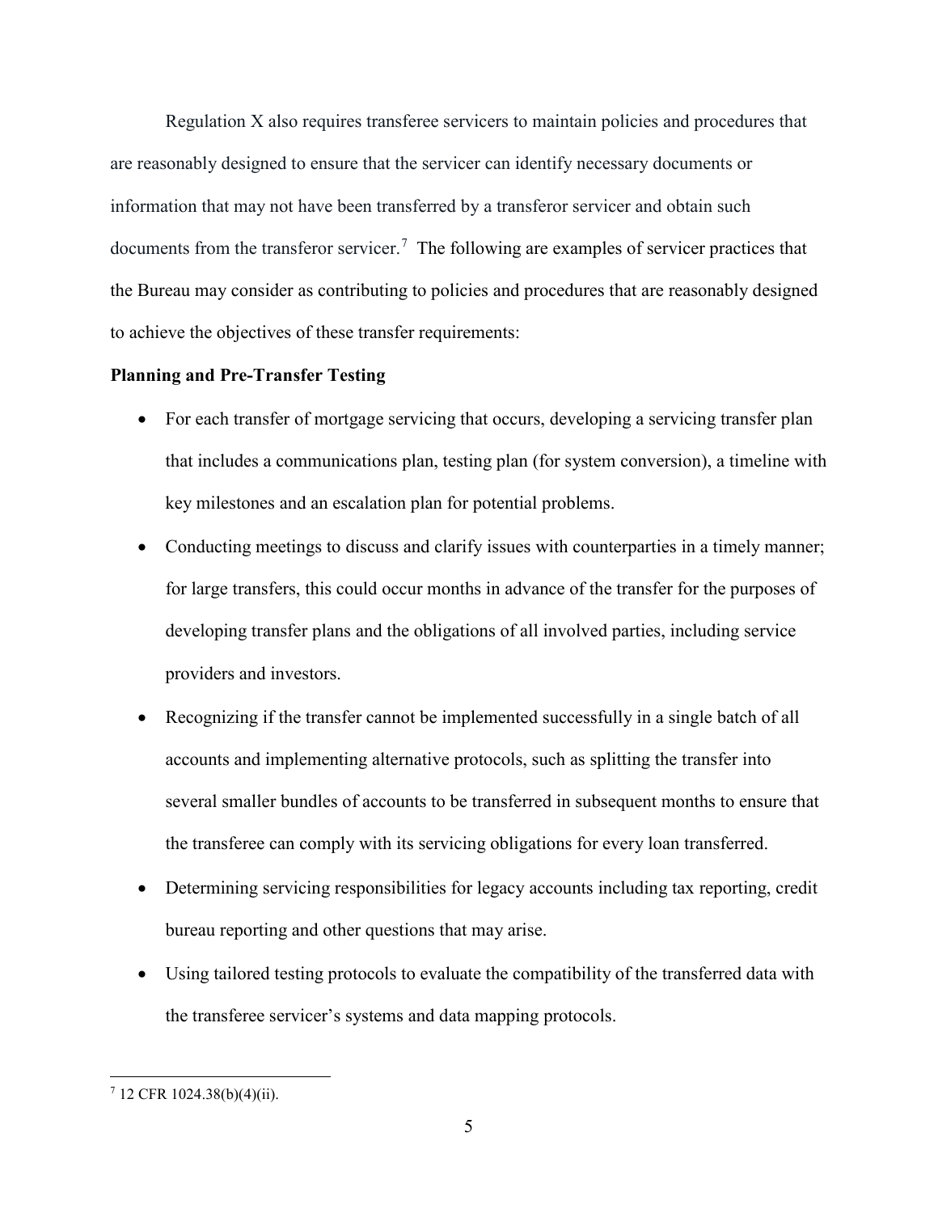Regulation X also requires transferee servicers to maintain policies and procedures that are reasonably designed to ensure that the servicer can identify necessary documents or information that may not have been transferred by a transferor servicer and obtain such documents from the transferor servicer.[7] The following are examples of servicer practices that the Bureau may consider as contributing to policies and procedures that are reasonably designed to achieve the objectives of these transfer requirements:

**Planning and Pre-Transfer Testing**

- For each transfer of mortgage servicing that occurs, developing a servicing transfer plan that includes a communications plan, testing plan (for system conversion), a timeline with key milestones and an escalation plan for potential problems.
- Conducting meetings to discuss and clarify issues with counterparties in a timely manner; for large transfers, this could occur months in advance of the transfer for the purposes of developing transfer plans and the obligations of all involved parties, including service providers and investors.
- Recognizing if the transfer cannot be implemented successfully in a single batch of all accounts and implementing alternative protocols, such as splitting the transfer into several smaller bundles of accounts to be transferred in subsequent months to ensure that the transferee can comply with its servicing obligations for every loan transferred.
- Determining servicing responsibilities for legacy accounts including tax reporting, credit bureau reporting and other questions that may arise.
- Using tailored testing protocols to evaluate the compatibility of the transferred data with the transferee servicer's systems and data mapping protocols.

[7] 12 CFR 1024.38(b)(4)(ii).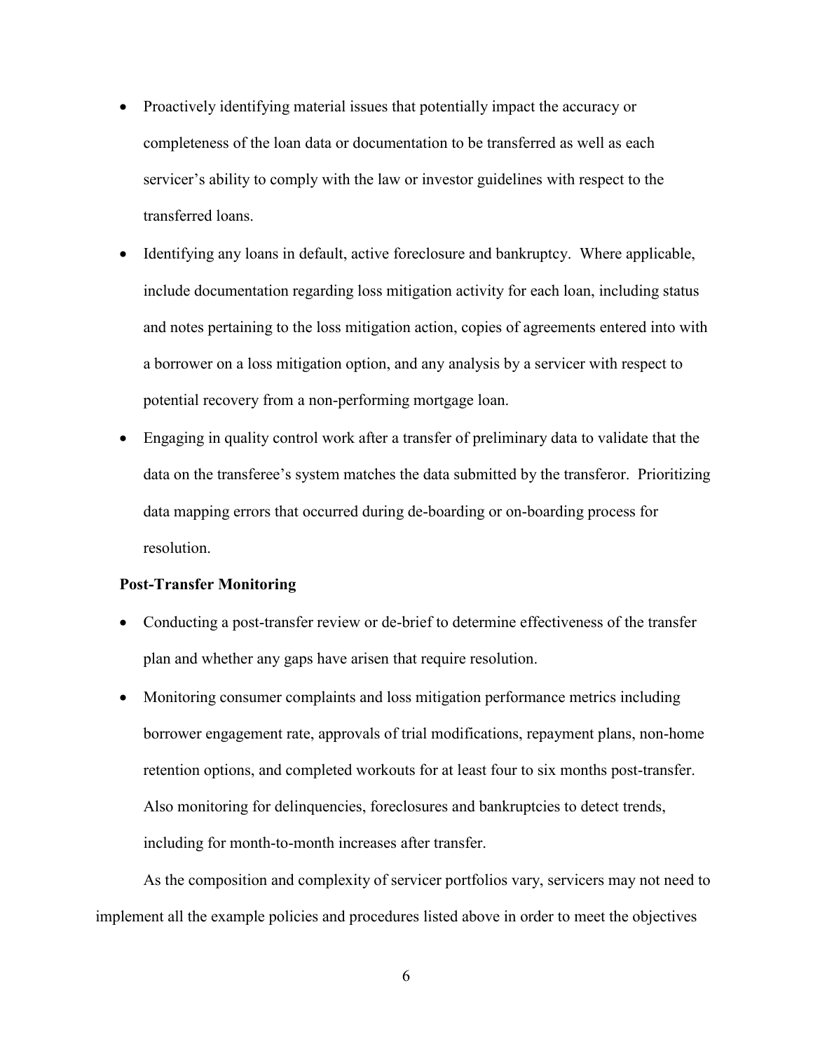- Proactively identifying material issues that potentially impact the accuracy or completeness of the loan data or documentation to be transferred as well as each servicer's ability to comply with the law or investor guidelines with respect to the transferred loans.
- Identifying any loans in default, active foreclosure and bankruptcy. Where applicable, include documentation regarding loss mitigation activity for each loan, including status and notes pertaining to the loss mitigation action, copies of agreements entered into with a borrower on a loss mitigation option, and any analysis by a servicer with respect to potential recovery from a non-performing mortgage loan.
- Engaging in quality control work after a transfer of preliminary data to validate that the data on the transferee's system matches the data submitted by the transferor. Prioritizing data mapping errors that occurred during de-boarding or on-boarding process for resolution.

**Post-Transfer Monitoring**

- Conducting a post-transfer review or de-brief to determine effectiveness of the transfer plan and whether any gaps have arisen that require resolution.
- Monitoring consumer complaints and loss mitigation performance metrics including borrower engagement rate, approvals of trial modifications, repayment plans, non-home retention options, and completed workouts for at least four to six months post-transfer. Also monitoring for delinquencies, foreclosures and bankruptcies to detect trends, including for month-to-month increases after transfer.

As the composition and complexity of servicer portfolios vary, servicers may not need to implement all the example policies and procedures listed above in order to meet the objectives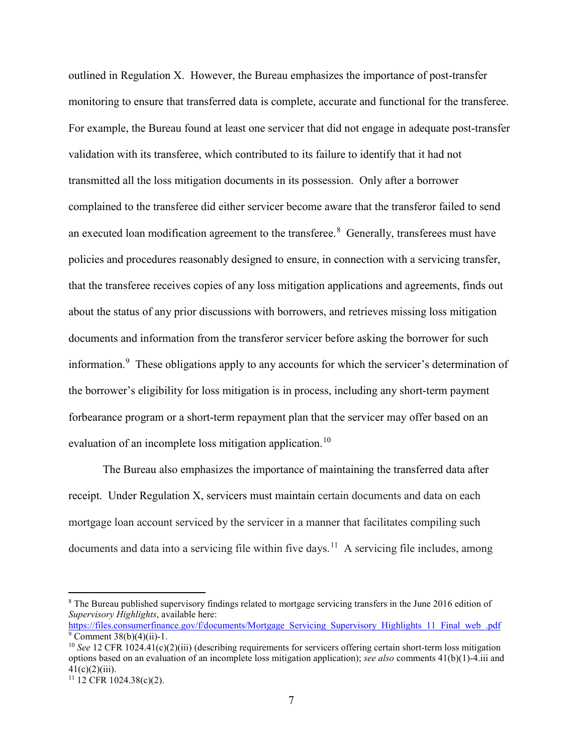outlined in Regulation X. However, the Bureau emphasizes the importance of post-transfer monitoring to ensure that transferred data is complete, accurate and functional for the transferee. For example, the Bureau found at least one servicer that did not engage in adequate post-transfer validation with its transferee, which contributed to its failure to identify that it had not transmitted all the loss mitigation documents in its possession. Only after a borrower complained to the transferee did either servicer become aware that the transferor failed to send an executed loan modification agreement to the transferee.[8] Generally, transferees must have policies and procedures reasonably designed to ensure, in connection with a servicing transfer, that the transferee receives copies of any loss mitigation applications and agreements, finds out about the status of any prior discussions with borrowers, and retrieves missing loss mitigation documents and information from the transferor servicer before asking the borrower for such information.[9] These obligations apply to any accounts for which the servicer's determination of the borrower's eligibility for loss mitigation is in process, including any short-term payment forbearance program or a short-term repayment plan that the servicer may offer based on an evaluation of an incomplete loss mitigation application.[10]

The Bureau also emphasizes the importance of maintaining the transferred data after receipt. Under Regulation X, servicers must maintain certain documents and data on each mortgage loan account serviced by the servicer in a manner that facilitates compiling such documents and data into a servicing file within five days.[11] A servicing file includes, among

---

[8] The Bureau published supervisory findings related to mortgage servicing transfers in the June 2016 edition of *Supervisory Highlights*, available here: https://files.consumerfinance.gov/f/documents/Mortgage_Servicing_Supervisory_Highlights_11_Final_web_.pdf

[9] Comment 38(b)(4)(ii)-1.

[10] *See* 12 CFR 1024.41(c)(2)(iii) (describing requirements for servicers offering certain short-term loss mitigation options based on an evaluation of an incomplete loss mitigation application); *see also* comments 41(b)(1)-4.iii and 41(c)(2)(iii).

[11] 12 CFR 1024.38(c)(2).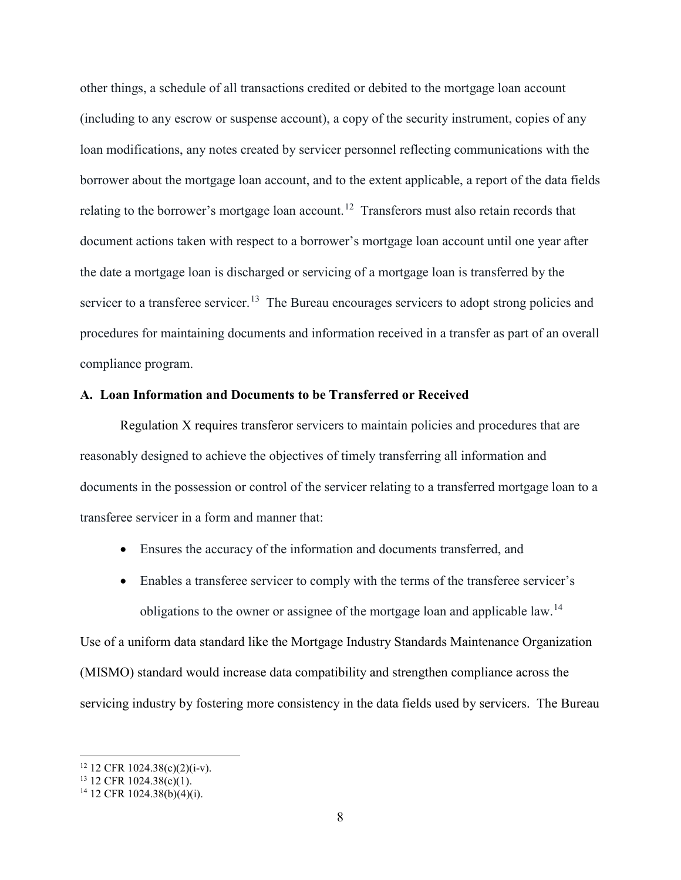other things, a schedule of all transactions credited or debited to the mortgage loan account (including to any escrow or suspense account), a copy of the security instrument, copies of any loan modifications, any notes created by servicer personnel reflecting communications with the borrower about the mortgage loan account, and to the extent applicable, a report of the data fields relating to the borrower's mortgage loan account.[12] Transferors must also retain records that document actions taken with respect to a borrower's mortgage loan account until one year after the date a mortgage loan is discharged or servicing of a mortgage loan is transferred by the servicer to a transferee servicer.[13] The Bureau encourages servicers to adopt strong policies and procedures for maintaining documents and information received in a transfer as part of an overall compliance program.

**A. Loan Information and Documents to be Transferred or Received**

Regulation X requires transferor servicers to maintain policies and procedures that are reasonably designed to achieve the objectives of timely transferring all information and documents in the possession or control of the servicer relating to a transferred mortgage loan to a transferee servicer in a form and manner that:

- Ensures the accuracy of the information and documents transferred, and
- Enables a transferee servicer to comply with the terms of the transferee servicer's obligations to the owner or assignee of the mortgage loan and applicable law.[14]

Use of a uniform data standard like the Mortgage Industry Standards Maintenance Organization (MISMO) standard would increase data compatibility and strengthen compliance across the servicing industry by fostering more consistency in the data fields used by servicers. The Bureau

[12] 12 CFR 1024.38(c)(2)(i-v).
[13] 12 CFR 1024.38(c)(1).
[14] 12 CFR 1024.38(b)(4)(i).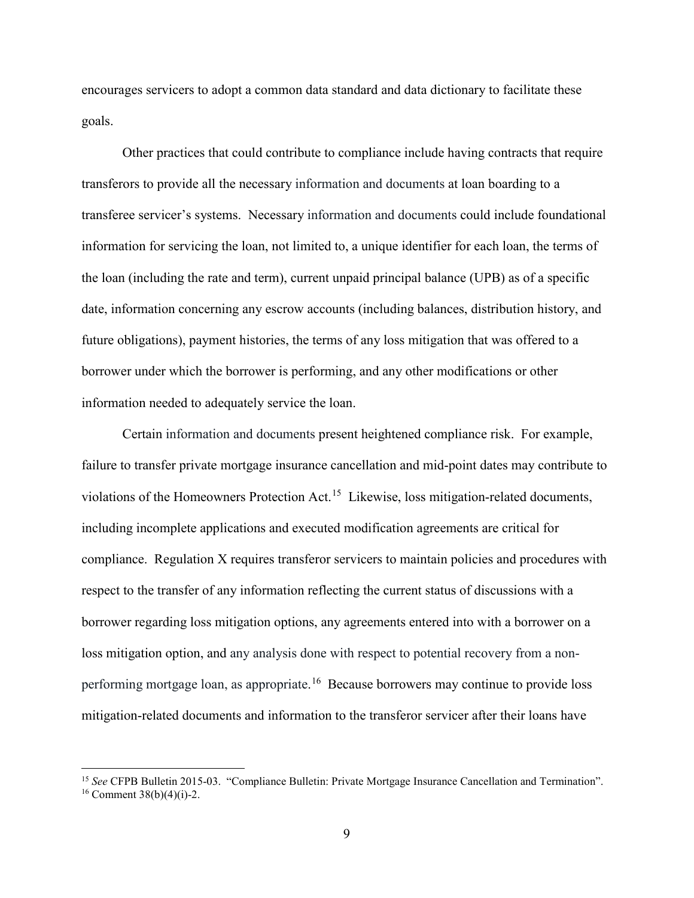encourages servicers to adopt a common data standard and data dictionary to facilitate these goals.

Other practices that could contribute to compliance include having contracts that require transferors to provide all the necessary information and documents at loan boarding to a transferee servicer's systems. Necessary information and documents could include foundational information for servicing the loan, not limited to, a unique identifier for each loan, the terms of the loan (including the rate and term), current unpaid principal balance (UPB) as of a specific date, information concerning any escrow accounts (including balances, distribution history, and future obligations), payment histories, the terms of any loss mitigation that was offered to a borrower under which the borrower is performing, and any other modifications or other information needed to adequately service the loan.

Certain information and documents present heightened compliance risk. For example, failure to transfer private mortgage insurance cancellation and mid-point dates may contribute to violations of the Homeowners Protection Act.[15] Likewise, loss mitigation-related documents, including incomplete applications and executed modification agreements are critical for compliance. Regulation X requires transferor servicers to maintain policies and procedures with respect to the transfer of any information reflecting the current status of discussions with a borrower regarding loss mitigation options, any agreements entered into with a borrower on a loss mitigation option, and any analysis done with respect to potential recovery from a non-performing mortgage loan, as appropriate.[16] Because borrowers may continue to provide loss mitigation-related documents and information to the transferor servicer after their loans have

---

[15] *See* CFPB Bulletin 2015-03. "Compliance Bulletin: Private Mortgage Insurance Cancellation and Termination".

[16] Comment 38(b)(4)(i)-2.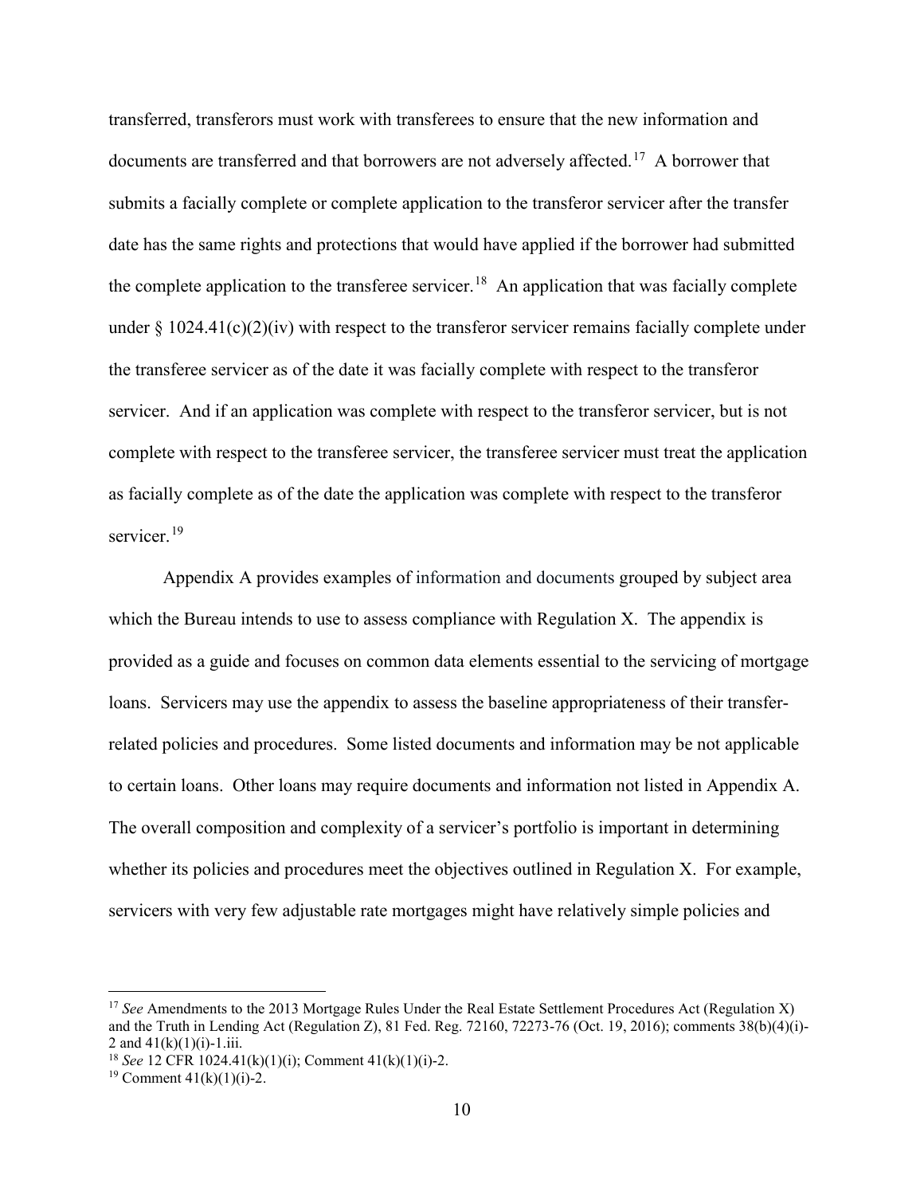transferred, transferors must work with transferees to ensure that the new information and documents are transferred and that borrowers are not adversely affected.[17] A borrower that submits a facially complete or complete application to the transferor servicer after the transfer date has the same rights and protections that would have applied if the borrower had submitted the complete application to the transferee servicer.[18] An application that was facially complete under § 1024.41(c)(2)(iv) with respect to the transferor servicer remains facially complete under the transferee servicer as of the date it was facially complete with respect to the transferor servicer. And if an application was complete with respect to the transferor servicer, but is not complete with respect to the transferee servicer, the transferee servicer must treat the application as facially complete as of the date the application was complete with respect to the transferor servicer.[19]

Appendix A provides examples of information and documents grouped by subject area which the Bureau intends to use to assess compliance with Regulation X. The appendix is provided as a guide and focuses on common data elements essential to the servicing of mortgage loans. Servicers may use the appendix to assess the baseline appropriateness of their transfer-related policies and procedures. Some listed documents and information may be not applicable to certain loans. Other loans may require documents and information not listed in Appendix A. The overall composition and complexity of a servicer's portfolio is important in determining whether its policies and procedures meet the objectives outlined in Regulation X. For example, servicers with very few adjustable rate mortgages might have relatively simple policies and

---

[17] *See* Amendments to the 2013 Mortgage Rules Under the Real Estate Settlement Procedures Act (Regulation X) and the Truth in Lending Act (Regulation Z), 81 Fed. Reg. 72160, 72273-76 (Oct. 19, 2016); comments 38(b)(4)(i)-2 and 41(k)(1)(i)-1.iii.

[18] *See* 12 CFR 1024.41(k)(1)(i); Comment 41(k)(1)(i)-2.

[19] Comment 41(k)(1)(i)-2.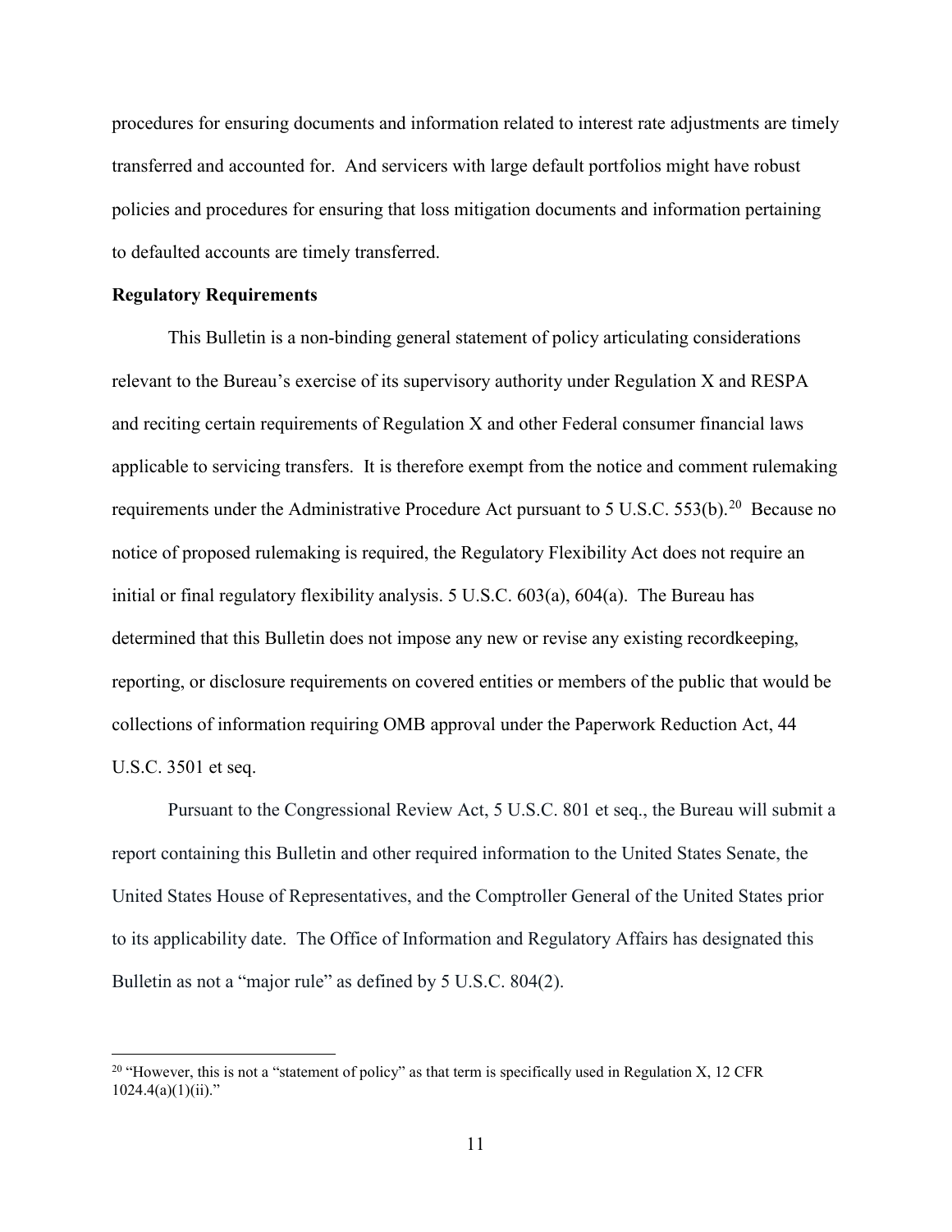procedures for ensuring documents and information related to interest rate adjustments are timely transferred and accounted for. And servicers with large default portfolios might have robust policies and procedures for ensuring that loss mitigation documents and information pertaining to defaulted accounts are timely transferred.

**Regulatory Requirements**

This Bulletin is a non-binding general statement of policy articulating considerations relevant to the Bureau's exercise of its supervisory authority under Regulation X and RESPA and reciting certain requirements of Regulation X and other Federal consumer financial laws applicable to servicing transfers. It is therefore exempt from the notice and comment rulemaking requirements under the Administrative Procedure Act pursuant to 5 U.S.C. 553(b).[20] Because no notice of proposed rulemaking is required, the Regulatory Flexibility Act does not require an initial or final regulatory flexibility analysis. 5 U.S.C. 603(a), 604(a). The Bureau has determined that this Bulletin does not impose any new or revise any existing recordkeeping, reporting, or disclosure requirements on covered entities or members of the public that would be collections of information requiring OMB approval under the Paperwork Reduction Act, 44 U.S.C. 3501 et seq.

Pursuant to the Congressional Review Act, 5 U.S.C. 801 et seq., the Bureau will submit a report containing this Bulletin and other required information to the United States Senate, the United States House of Representatives, and the Comptroller General of the United States prior to its applicability date. The Office of Information and Regulatory Affairs has designated this Bulletin as not a "major rule" as defined by 5 U.S.C. 804(2).

---

[20] "However, this is not a "statement of policy" as that term is specifically used in Regulation X, 12 CFR 1024.4(a)(1)(ii)."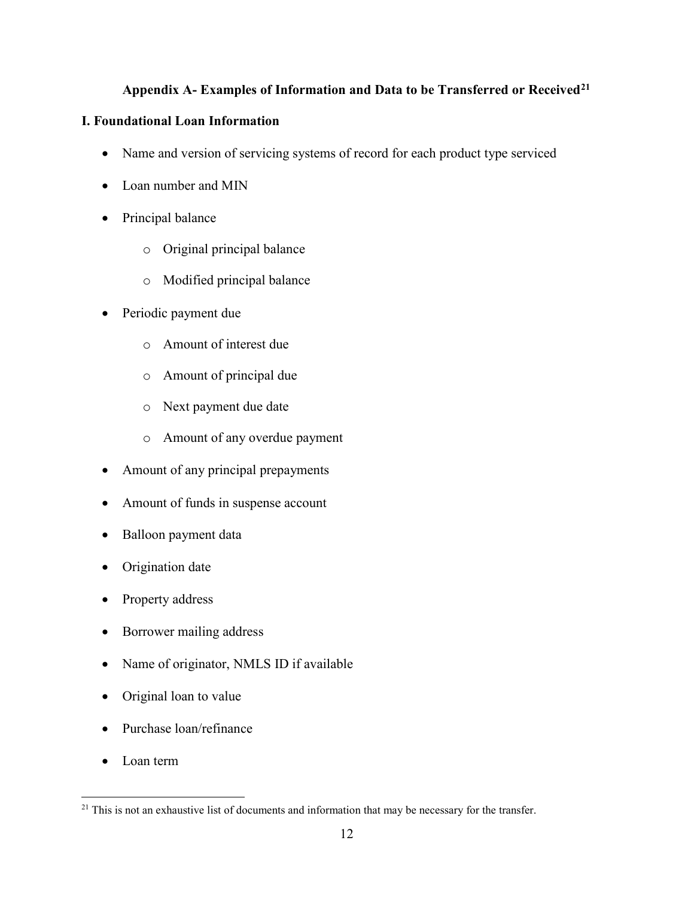## Appendix A- Examples of Information and Data to be Transferred or Received[21]

### I. Foundational Loan Information

- Name and version of servicing systems of record for each product type serviced
- Loan number and MIN
- Principal balance
    - Original principal balance
    - Modified principal balance
- Periodic payment due
    - Amount of interest due
    - Amount of principal due
    - Next payment due date
    - Amount of any overdue payment
- Amount of any principal prepayments
- Amount of funds in suspense account
- Balloon payment data
- Origination date
- Property address
- Borrower mailing address
- Name of originator, NMLS ID if available
- Original loan to value
- Purchase loan/refinance
- Loan term

[21] This is not an exhaustive list of documents and information that may be necessary for the transfer.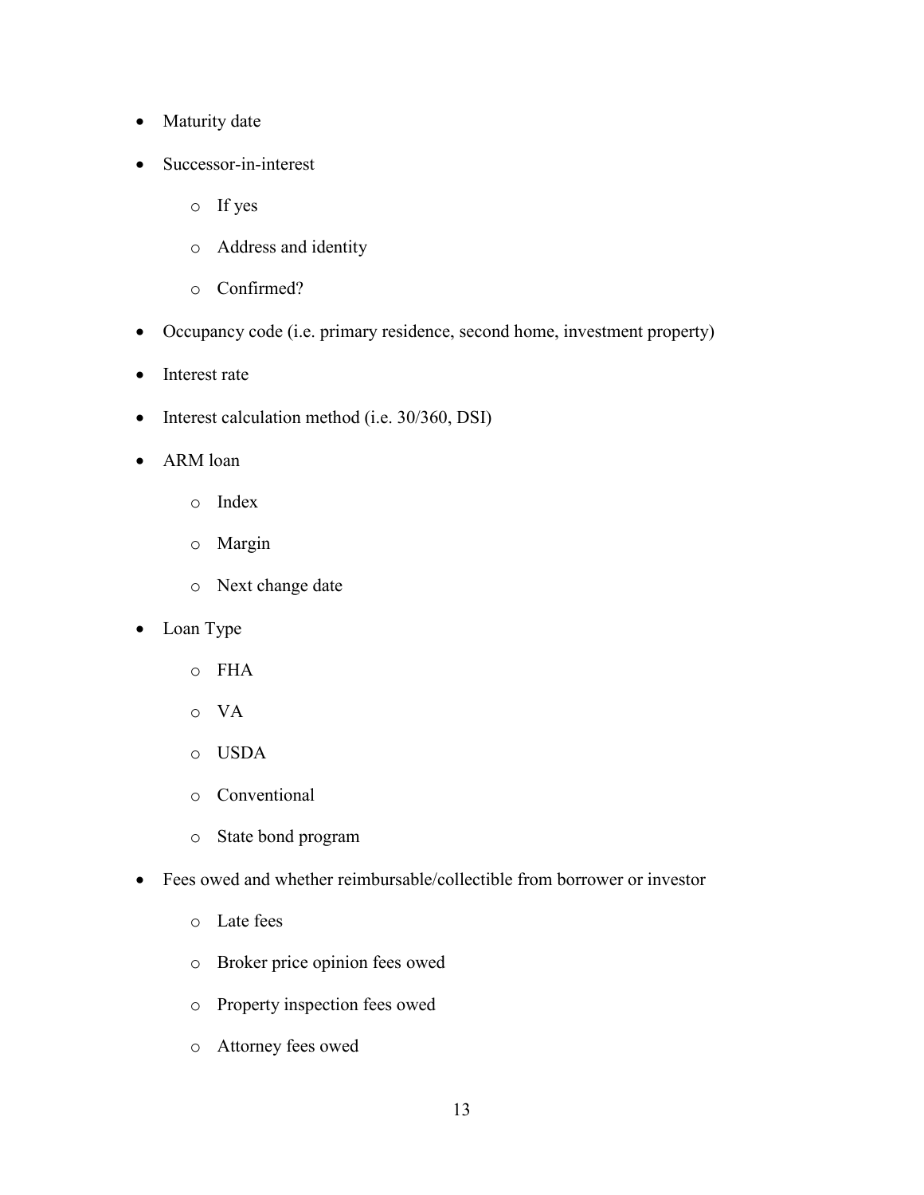- Maturity date
- Successor-in-interest
    - If yes
    - Address and identity
    - Confirmed?
- Occupancy code (i.e. primary residence, second home, investment property)
- Interest rate
- Interest calculation method (i.e. 30/360, DSI)
- ARM loan
    - Index
    - Margin
    - Next change date
- Loan Type
    - FHA
    - VA
    - USDA
    - Conventional
    - State bond program
- Fees owed and whether reimbursable/collectible from borrower or investor
    - Late fees
    - Broker price opinion fees owed
    - Property inspection fees owed
    - Attorney fees owed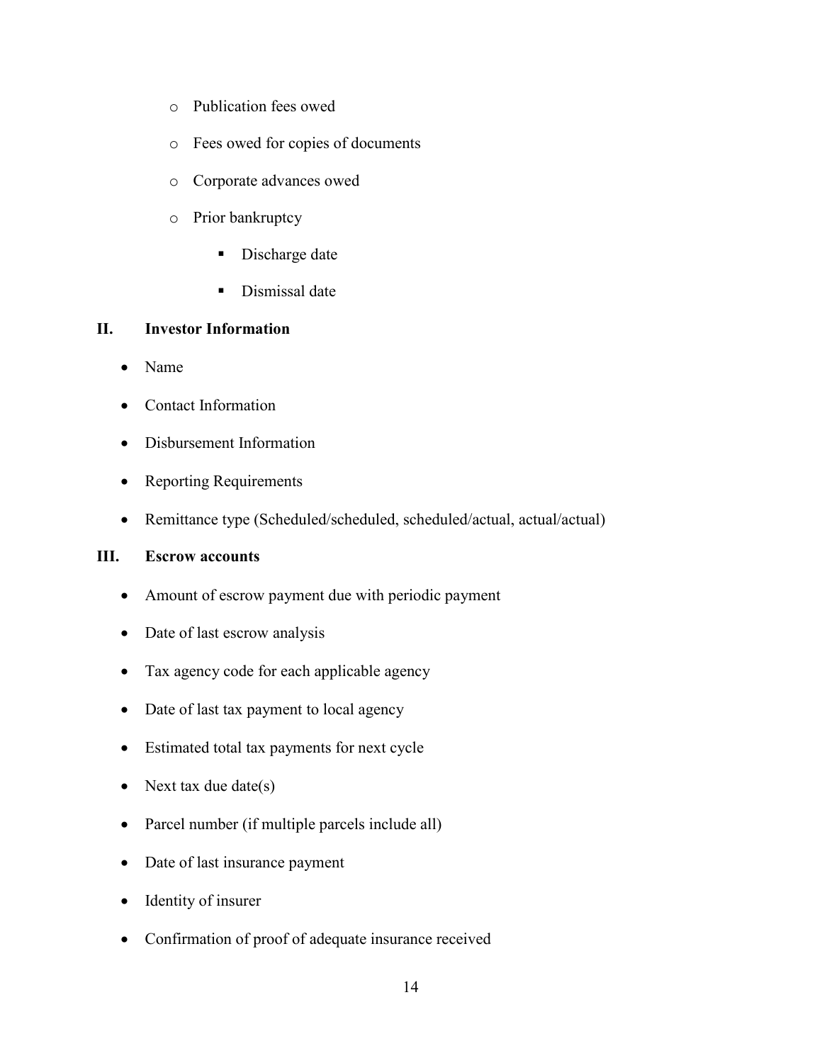- Publication fees owed
    - Fees owed for copies of documents
    - Corporate advances owed
    - Prior bankruptcy
        - Discharge date
        - Dismissal date

## II. Investor Information

- Name
- Contact Information
- Disbursement Information
- Reporting Requirements
- Remittance type (Scheduled/scheduled, scheduled/actual, actual/actual)

## III. Escrow accounts

- Amount of escrow payment due with periodic payment
- Date of last escrow analysis
- Tax agency code for each applicable agency
- Date of last tax payment to local agency
- Estimated total tax payments for next cycle
- Next tax due date(s)
- Parcel number (if multiple parcels include all)
- Date of last insurance payment
- Identity of insurer
- Confirmation of proof of adequate insurance received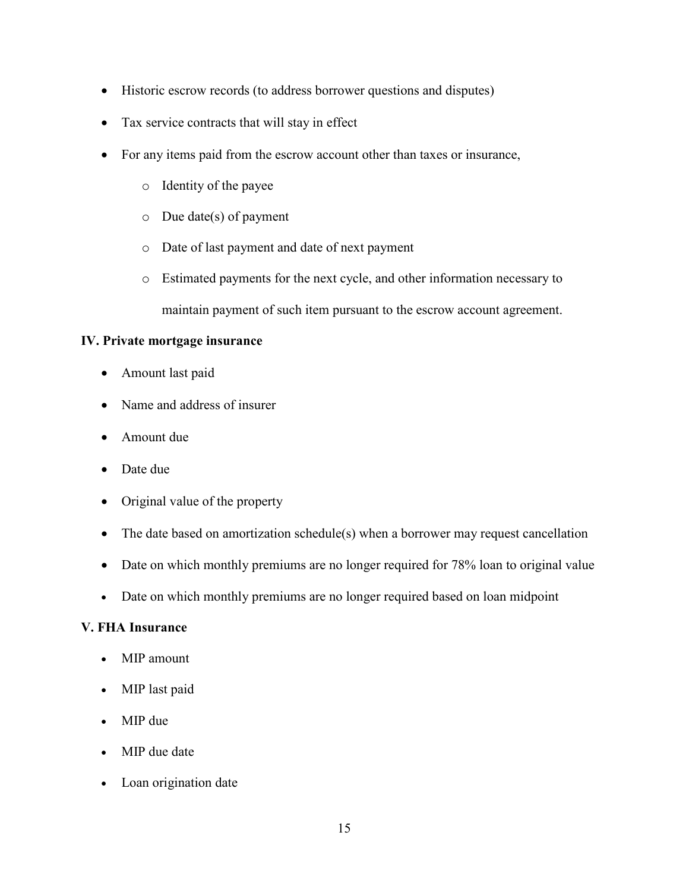- Historic escrow records (to address borrower questions and disputes)
- Tax service contracts that will stay in effect
- For any items paid from the escrow account other than taxes or insurance,
    - Identity of the payee
    - Due date(s) of payment
    - Date of last payment and date of next payment
    - Estimated payments for the next cycle, and other information necessary to maintain payment of such item pursuant to the escrow account agreement.

**IV. Private mortgage insurance**

- Amount last paid
- Name and address of insurer
- Amount due
- Date due
- Original value of the property
- The date based on amortization schedule(s) when a borrower may request cancellation
- Date on which monthly premiums are no longer required for 78% loan to original value
- Date on which monthly premiums are no longer required based on loan midpoint

**V. FHA Insurance**

- MIP amount
- MIP last paid
- MIP due
- MIP due date
- Loan origination date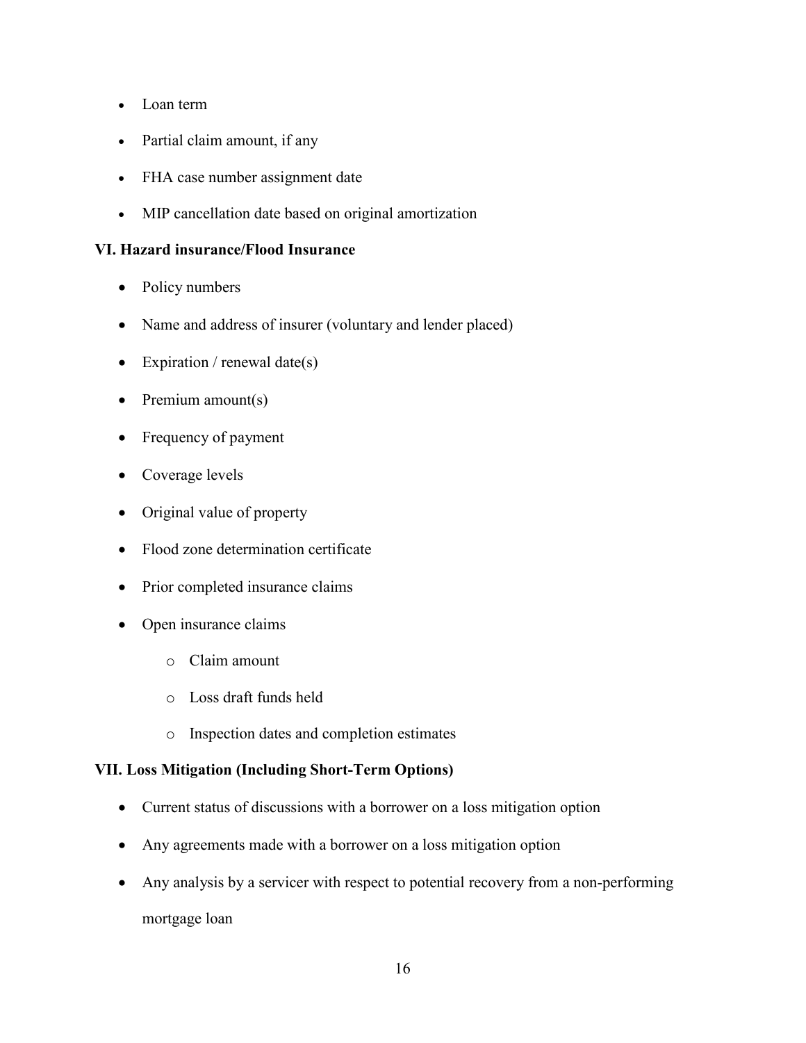- Loan term
- Partial claim amount, if any
- FHA case number assignment date
- MIP cancellation date based on original amortization

**VI. Hazard insurance/Flood Insurance**

- Policy numbers
- Name and address of insurer (voluntary and lender placed)
- Expiration / renewal date(s)
- Premium amount(s)
- Frequency of payment
- Coverage levels
- Original value of property
- Flood zone determination certificate
- Prior completed insurance claims
- Open insurance claims
    - Claim amount
    - Loss draft funds held
    - Inspection dates and completion estimates

**VII. Loss Mitigation (Including Short-Term Options)**

- Current status of discussions with a borrower on a loss mitigation option
- Any agreements made with a borrower on a loss mitigation option
- Any analysis by a servicer with respect to potential recovery from a non-performing mortgage loan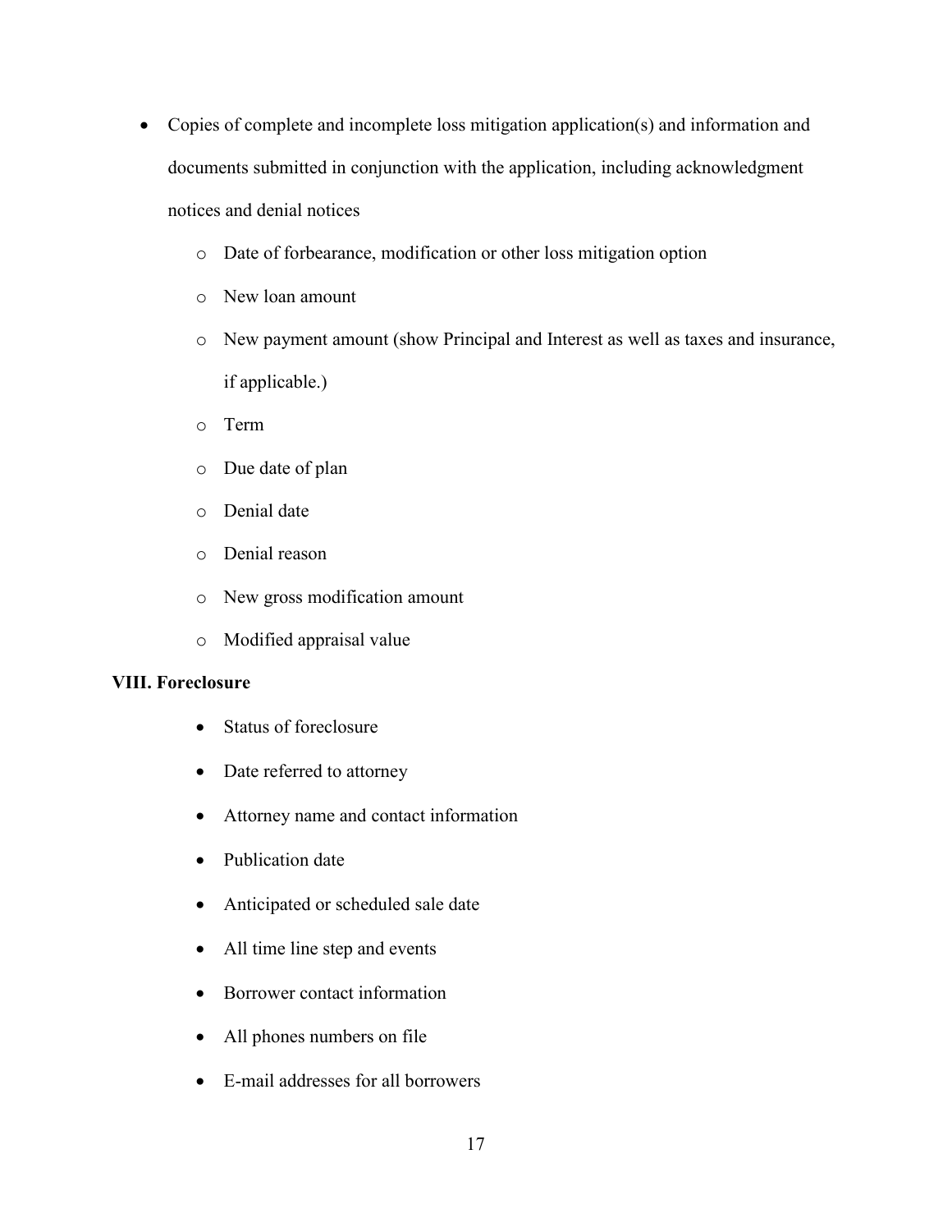- Copies of complete and incomplete loss mitigation application(s) and information and documents submitted in conjunction with the application, including acknowledgment notices and denial notices
    - Date of forbearance, modification or other loss mitigation option
    - New loan amount
    - New payment amount (show Principal and Interest as well as taxes and insurance, if applicable.)
    - Term
    - Due date of plan
    - Denial date
    - Denial reason
    - New gross modification amount
    - Modified appraisal value

**VIII. Foreclosure**

- Status of foreclosure
- Date referred to attorney
- Attorney name and contact information
- Publication date
- Anticipated or scheduled sale date
- All time line step and events
- Borrower contact information
- All phones numbers on file
- E-mail addresses for all borrowers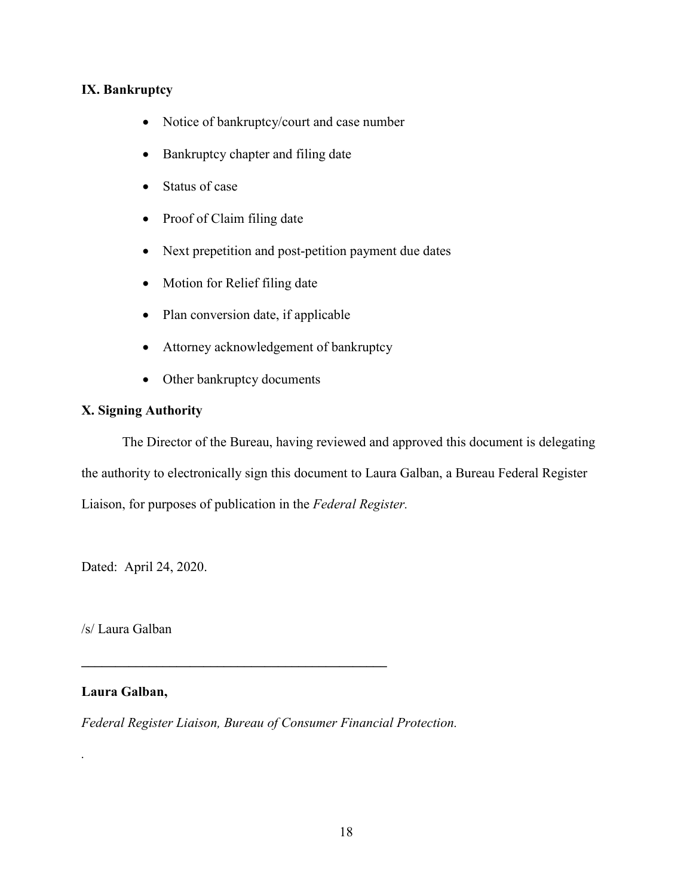**IX. Bankruptcy**

- Notice of bankruptcy/court and case number
- Bankruptcy chapter and filing date
- Status of case
- Proof of Claim filing date
- Next prepetition and post-petition payment due dates
- Motion for Relief filing date
- Plan conversion date, if applicable
- Attorney acknowledgement of bankruptcy
- Other bankruptcy documents

**X. Signing Authority**

The Director of the Bureau, having reviewed and approved this document is delegating the authority to electronically sign this document to Laura Galban, a Bureau Federal Register Liaison, for purposes of publication in the *Federal Register.*

Dated: April 24, 2020.

/s/ Laura Galban

---

**Laura Galban,**

*Federal Register Liaison, Bureau of Consumer Financial Protection.*

.